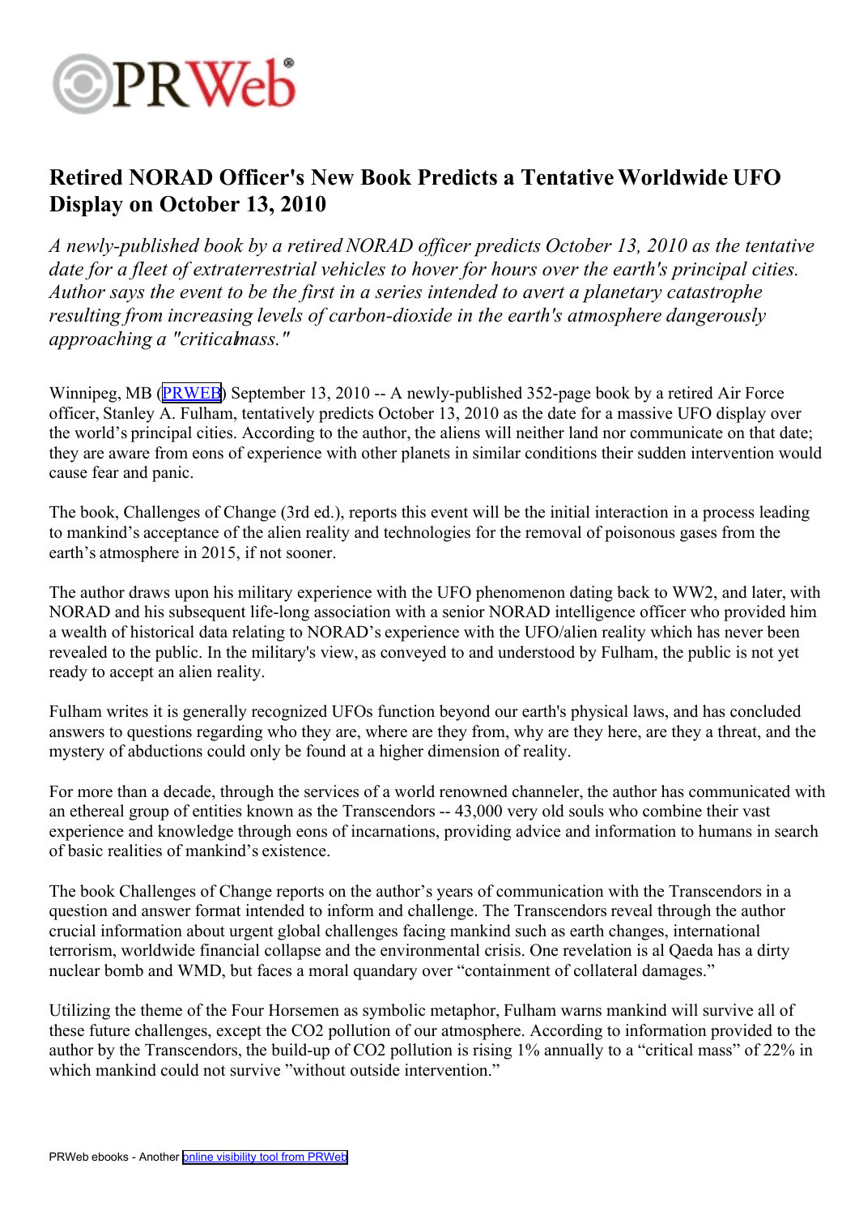PRWeb

# Retired NORAD Officer's New Book Predicts a Tentative Worldwide UFO Display on October 13, 2010

*A newly-published book by a retired NORAD officer predicts October 13, 2010 as the tentative date for a fleet of extraterrestrial vehicles to hover for hours over the earth's principal cities. Author says the event to be the first in a series intended to avert a planetary catastrophe resulting from increasing levels of carbon-dioxide in the earth's atmosphere dangerously approaching a "critical mass."*

Winnipeg, MB (PRWEB) September 13, 2010 -- A newly-published 352-page book by a retired Air Force officer, Stanley A. Fulham, tentatively predicts October 13, 2010 as the date for a massive UFO display over the world's principal cities. According to the author, the aliens will neither land nor communicate on that date; they are aware from eons of experience with other planets in similar conditions their sudden intervention would cause fear and panic.

The book, Challenges of Change (3rd ed.), reports this event will be the initial interaction in a process leading to mankind's acceptance of the alien reality and technologies for the removal of poisonous gases from the earth's atmosphere in 2015, if not sooner.

The author draws upon his military experience with the UFO phenomenon dating back to WW2, and later, with NORAD and his subsequent life-long association with a senior NORAD intelligence officer who provided him a wealth of historical data relating to NORAD's experience with the UFO/alien reality which has never been revealed to the public. In the military's view, as conveyed to and understood by Fulham, the public is not yet ready to accept an alien reality.

Fulham writes it is generally recognized UFOs function beyond our earth's physical laws, and has concluded answers to questions regarding who they are, where are they from, why are they here, are they a threat, and the mystery of abductions could only be found at a higher dimension of reality.

For more than a decade, through the services of a world renowned channeler, the author has communicated with an ethereal group of entities known as the Transcendors -- 43,000 very old souls who combine their vast experience and knowledge through eons of incarnations, providing advice and information to humans in search of basic realities of mankind's existence.

The book Challenges of Change reports on the author's years of communication with the Transcendors in a question and answer format intended to inform and challenge. The Transcendors reveal through the author crucial information about urgent global challenges facing mankind such as earth changes, international terrorism, worldwide financial collapse and the environmental crisis. One revelation is al Qaeda has a dirty nuclear bomb and WMD, but faces a moral quandary over "containment of collateral damages."

Utilizing the theme of the Four Horsemen as symbolic metaphor, Fulham warns mankind will survive all of these future challenges, except the $CO_2$ pollution of our atmosphere. According to information provided to the author by the Transcendors, the build-up of $CO_2$ pollution is rising 1% annually to a "critical mass" of 22% in which mankind could not survive "without outside intervention."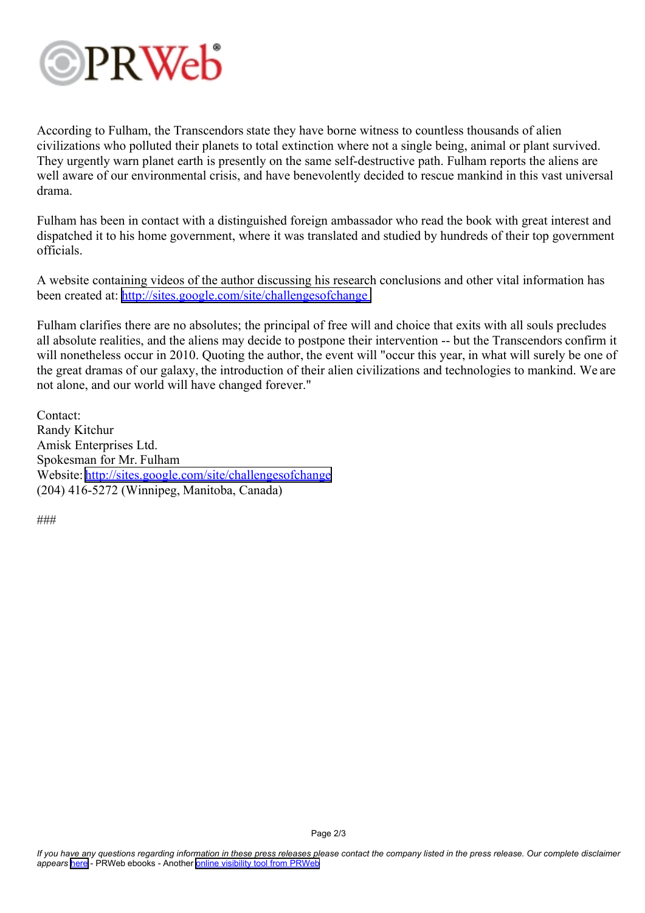According to Fulham, the Transcendors state they have borne witness to countless thousands of alien civilizations who polluted their planets to total extinction where not a single being, animal or plant survived. They urgently warn planet earth is presently on the same self-destructive path. Fulham reports the aliens are well aware of our environmental crisis, and have benevolently decided to rescue mankind in this vast universal drama.

Fulham has been in contact with a distinguished foreign ambassador who read the book with great interest and dispatched it to his home government, where it was translated and studied by hundreds of their top government officials.

A website containing videos of the author discussing his research conclusions and other vital information has been created at: http://sites.google.com/site/challengesofchange

Fulham clarifies there are no absolutes; the principal of free will and choice that exits with all souls precludes all absolute realities, and the aliens may decide to postpone their intervention -- but the Transcendors confirm it will nonetheless occur in 2010. Quoting the author, the event will "occur this year, in what will surely be one of the great dramas of our galaxy, the introduction of their alien civilizations and technologies to mankind. We are not alone, and our world will have changed forever."

Contact:
Randy Kitchur
Amisk Enterprises Ltd.
Spokesman for Mr. Fulham
Website: http://sites.google.com/site/challengesofchange
(204) 416-5272 (Winnipeg, Manitoba, Canada)

###

*If you have any questions regarding information in these press releases please contact the company listed in the press release. Our complete disclaimer appears here* - PRWeb ebooks - Another online visibility tool from PRWeb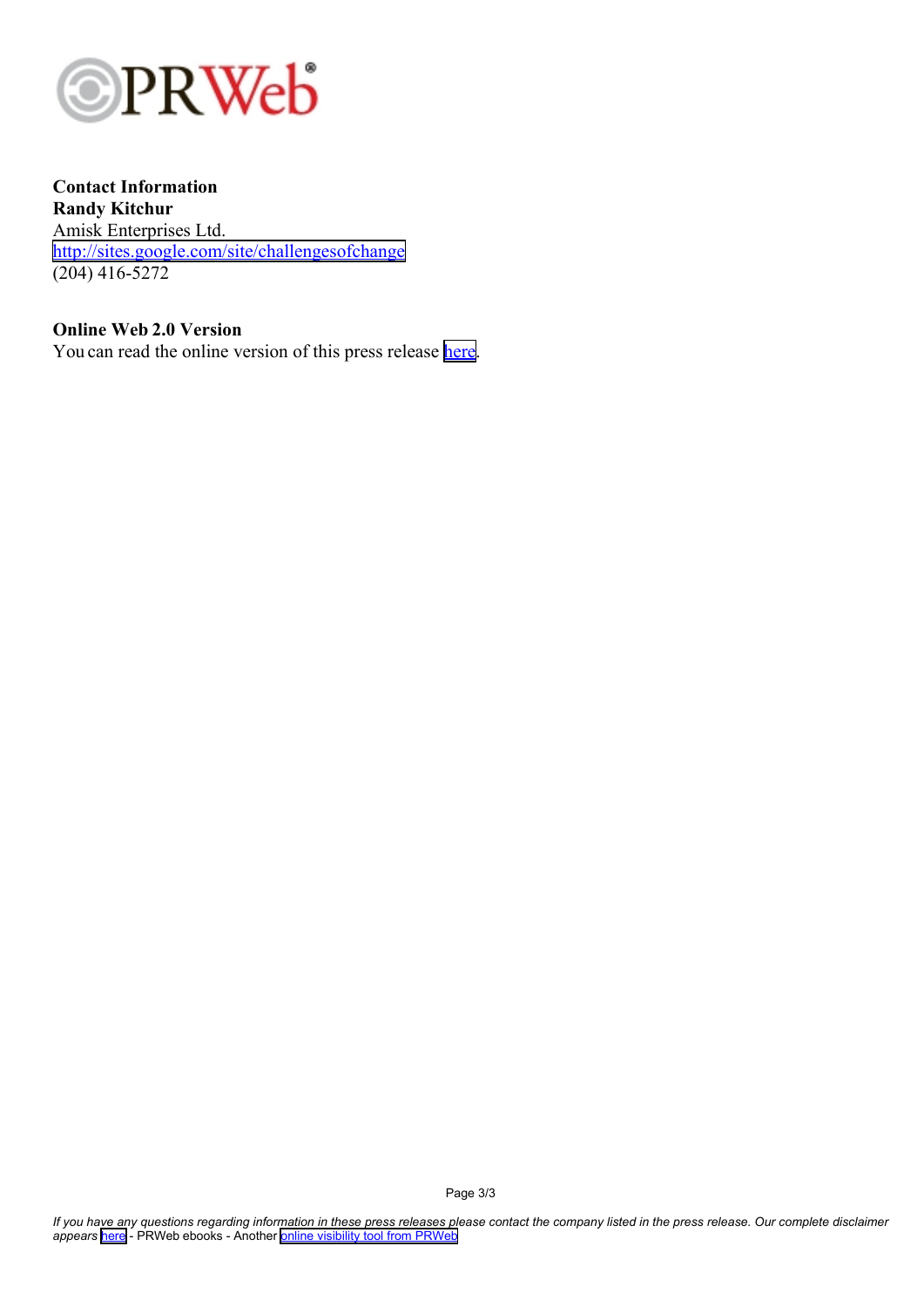**Contact Information**
**Randy Kitchur**
Amisk Enterprises Ltd.
http://sites.google.com/site/challengesofchange
(204) 416-5272

**Online Web 2.0 Version**
You can read the online version of this press release here.

*If you have any questions regarding information in these press releases please contact the company listed in the press release. Our complete disclaimer appears here - PRWeb ebooks - Another online visibility tool from PRWeb*